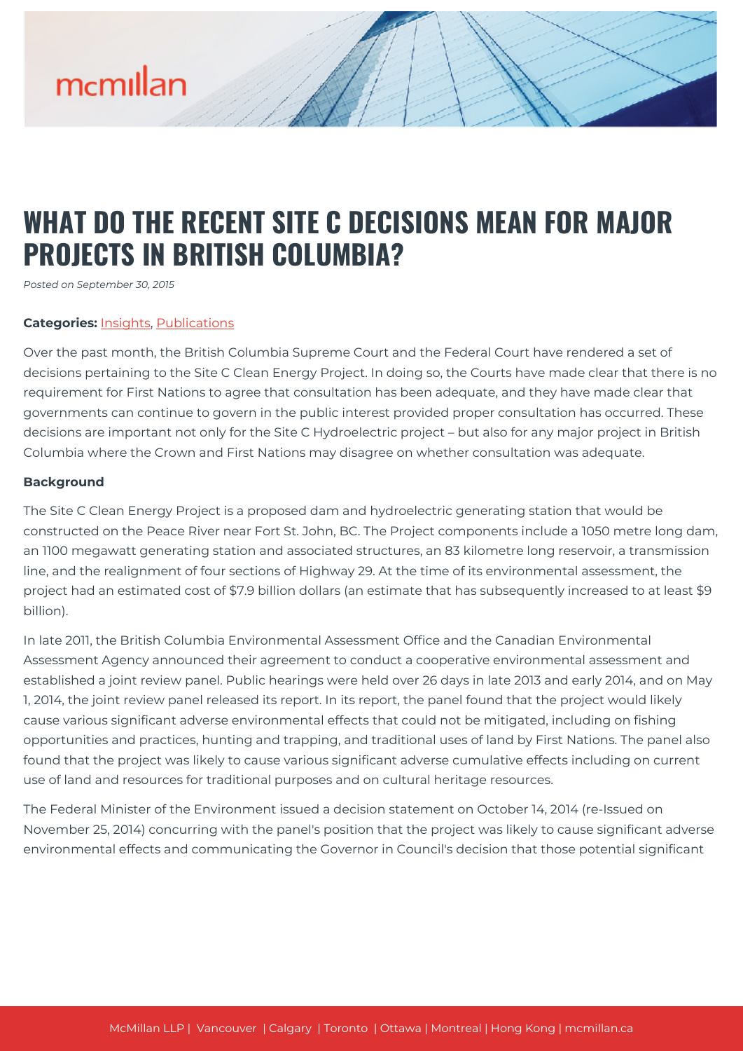# WHAT DO THE RECENT SITE C DECISIONS MEAN FOR MAJOR PROJECTS IN BRITISH COLUMBIA?

*Posted on September 30, 2015*

**Categories:** Insights, Publications

Over the past month, the British Columbia Supreme Court and the Federal Court have rendered a set of decisions pertaining to the Site C Clean Energy Project. In doing so, the Courts have made clear that there is no requirement for First Nations to agree that consultation has been adequate, and they have made clear that governments can continue to govern in the public interest provided proper consultation has occurred. These decisions are important not only for the Site C Hydroelectric project – but also for any major project in British Columbia where the Crown and First Nations may disagree on whether consultation was adequate.

**Background**

The Site C Clean Energy Project is a proposed dam and hydroelectric generating station that would be constructed on the Peace River near Fort St. John, BC. The Project components include a 1050 metre long dam, an 1100 megawatt generating station and associated structures, an 83 kilometre long reservoir, a transmission line, and the realignment of four sections of Highway 29. At the time of its environmental assessment, the project had an estimated cost of $7.9 billion dollars (an estimate that has subsequently increased to at least $9 billion).

In late 2011, the British Columbia Environmental Assessment Office and the Canadian Environmental Assessment Agency announced their agreement to conduct a cooperative environmental assessment and established a joint review panel. Public hearings were held over 26 days in late 2013 and early 2014, and on May 1, 2014, the joint review panel released its report. In its report, the panel found that the project would likely cause various significant adverse environmental effects that could not be mitigated, including on fishing opportunities and practices, hunting and trapping, and traditional uses of land by First Nations. The panel also found that the project was likely to cause various significant adverse cumulative effects including on current use of land and resources for traditional purposes and on cultural heritage resources.

The Federal Minister of the Environment issued a decision statement on October 14, 2014 (re-Issued on November 25, 2014) concurring with the panel's position that the project was likely to cause significant adverse environmental effects and communicating the Governor in Council's decision that those potential significant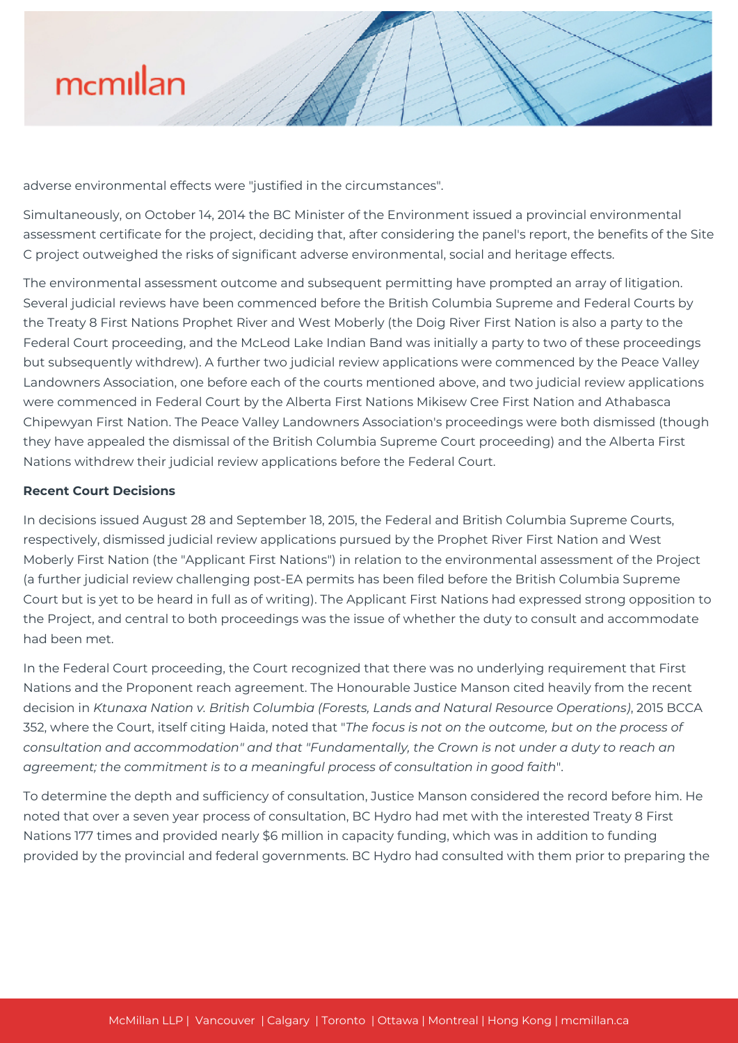adverse environmental effects were "justified in the circumstances".

Simultaneously, on October 14, 2014 the BC Minister of the Environment issued a provincial environmental assessment certificate for the project, deciding that, after considering the panel's report, the benefits of the Site C project outweighed the risks of significant adverse environmental, social and heritage effects.

The environmental assessment outcome and subsequent permitting have prompted an array of litigation. Several judicial reviews have been commenced before the British Columbia Supreme and Federal Courts by the Treaty 8 First Nations Prophet River and West Moberly (the Doig River First Nation is also a party to the Federal Court proceeding, and the McLeod Lake Indian Band was initially a party to two of these proceedings but subsequently withdrew). A further two judicial review applications were commenced by the Peace Valley Landowners Association, one before each of the courts mentioned above, and two judicial review applications were commenced in Federal Court by the Alberta First Nations Mikisew Cree First Nation and Athabasca Chipewyan First Nation. The Peace Valley Landowners Association's proceedings were both dismissed (though they have appealed the dismissal of the British Columbia Supreme Court proceeding) and the Alberta First Nations withdrew their judicial review applications before the Federal Court.

**Recent Court Decisions**

In decisions issued August 28 and September 18, 2015, the Federal and British Columbia Supreme Courts, respectively, dismissed judicial review applications pursued by the Prophet River First Nation and West Moberly First Nation (the "Applicant First Nations") in relation to the environmental assessment of the Project (a further judicial review challenging post-EA permits has been filed before the British Columbia Supreme Court but is yet to be heard in full as of writing). The Applicant First Nations had expressed strong opposition to the Project, and central to both proceedings was the issue of whether the duty to consult and accommodate had been met.

In the Federal Court proceeding, the Court recognized that there was no underlying requirement that First Nations and the Proponent reach agreement. The Honourable Justice Manson cited heavily from the recent decision in *Ktunaxa Nation v. British Columbia (Forests, Lands and Natural Resource Operations)*, 2015 BCCA 352, where the Court, itself citing Haida, noted that "*The focus is not on the outcome, but on the process of consultation and accommodation" and that "Fundamentally, the Crown is not under a duty to reach an agreement; the commitment is to a meaningful process of consultation in good faith*".

To determine the depth and sufficiency of consultation, Justice Manson considered the record before him. He noted that over a seven year process of consultation, BC Hydro had met with the interested Treaty 8 First Nations 177 times and provided nearly $6 million in capacity funding, which was in addition to funding provided by the provincial and federal governments. BC Hydro had consulted with them prior to preparing the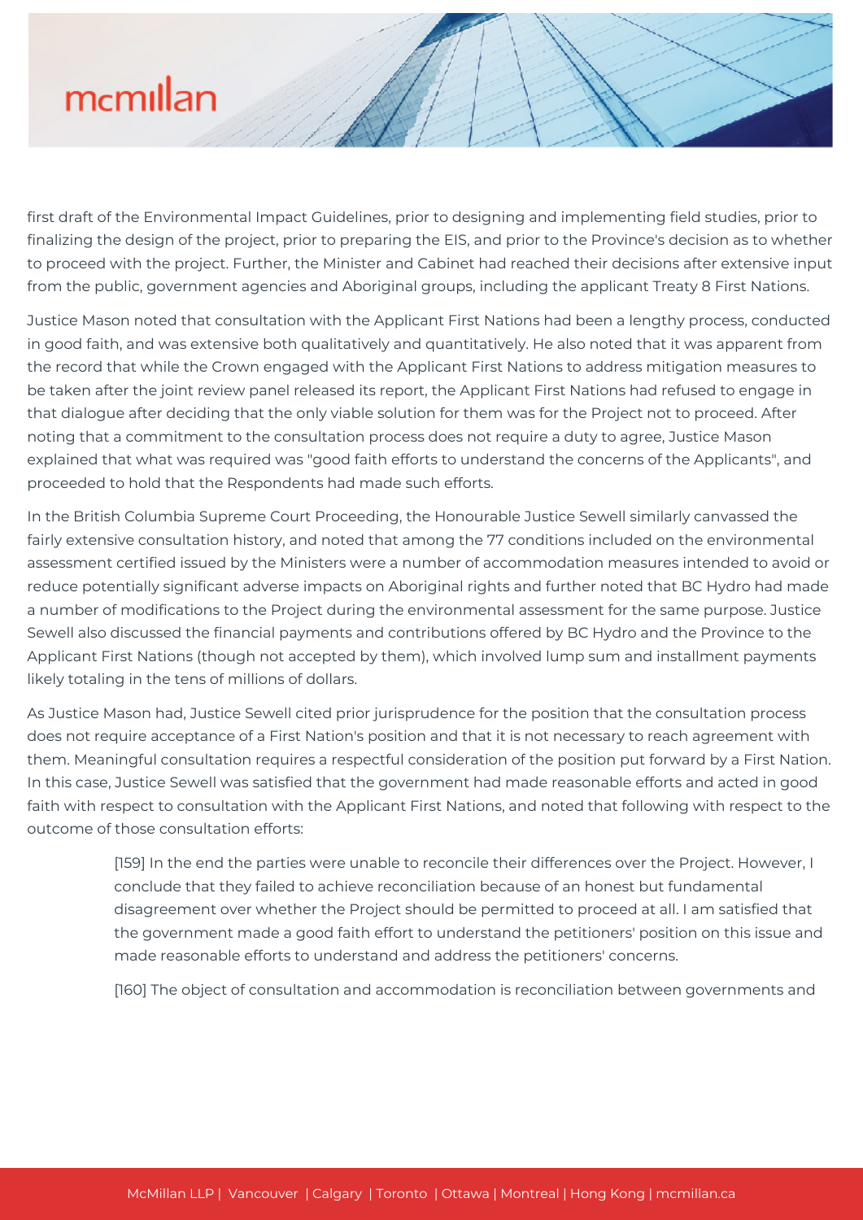first draft of the Environmental Impact Guidelines, prior to designing and implementing field studies, prior to finalizing the design of the project, prior to preparing the EIS, and prior to the Province's decision as to whether to proceed with the project. Further, the Minister and Cabinet had reached their decisions after extensive input from the public, government agencies and Aboriginal groups, including the applicant Treaty 8 First Nations.

Justice Mason noted that consultation with the Applicant First Nations had been a lengthy process, conducted in good faith, and was extensive both qualitatively and quantitatively. He also noted that it was apparent from the record that while the Crown engaged with the Applicant First Nations to address mitigation measures to be taken after the joint review panel released its report, the Applicant First Nations had refused to engage in that dialogue after deciding that the only viable solution for them was for the Project not to proceed. After noting that a commitment to the consultation process does not require a duty to agree, Justice Mason explained that what was required was "good faith efforts to understand the concerns of the Applicants", and proceeded to hold that the Respondents had made such efforts.

In the British Columbia Supreme Court Proceeding, the Honourable Justice Sewell similarly canvassed the fairly extensive consultation history, and noted that among the 77 conditions included on the environmental assessment certified issued by the Ministers were a number of accommodation measures intended to avoid or reduce potentially significant adverse impacts on Aboriginal rights and further noted that BC Hydro had made a number of modifications to the Project during the environmental assessment for the same purpose. Justice Sewell also discussed the financial payments and contributions offered by BC Hydro and the Province to the Applicant First Nations (though not accepted by them), which involved lump sum and installment payments likely totaling in the tens of millions of dollars.

As Justice Mason had, Justice Sewell cited prior jurisprudence for the position that the consultation process does not require acceptance of a First Nation's position and that it is not necessary to reach agreement with them. Meaningful consultation requires a respectful consideration of the position put forward by a First Nation. In this case, Justice Sewell was satisfied that the government had made reasonable efforts and acted in good faith with respect to consultation with the Applicant First Nations, and noted that following with respect to the outcome of those consultation efforts:

> [159] In the end the parties were unable to reconcile their differences over the Project. However, I conclude that they failed to achieve reconciliation because of an honest but fundamental disagreement over whether the Project should be permitted to proceed at all. I am satisfied that the government made a good faith effort to understand the petitioners' position on this issue and made reasonable efforts to understand and address the petitioners' concerns.
>
> [160] The object of consultation and accommodation is reconciliation between governments and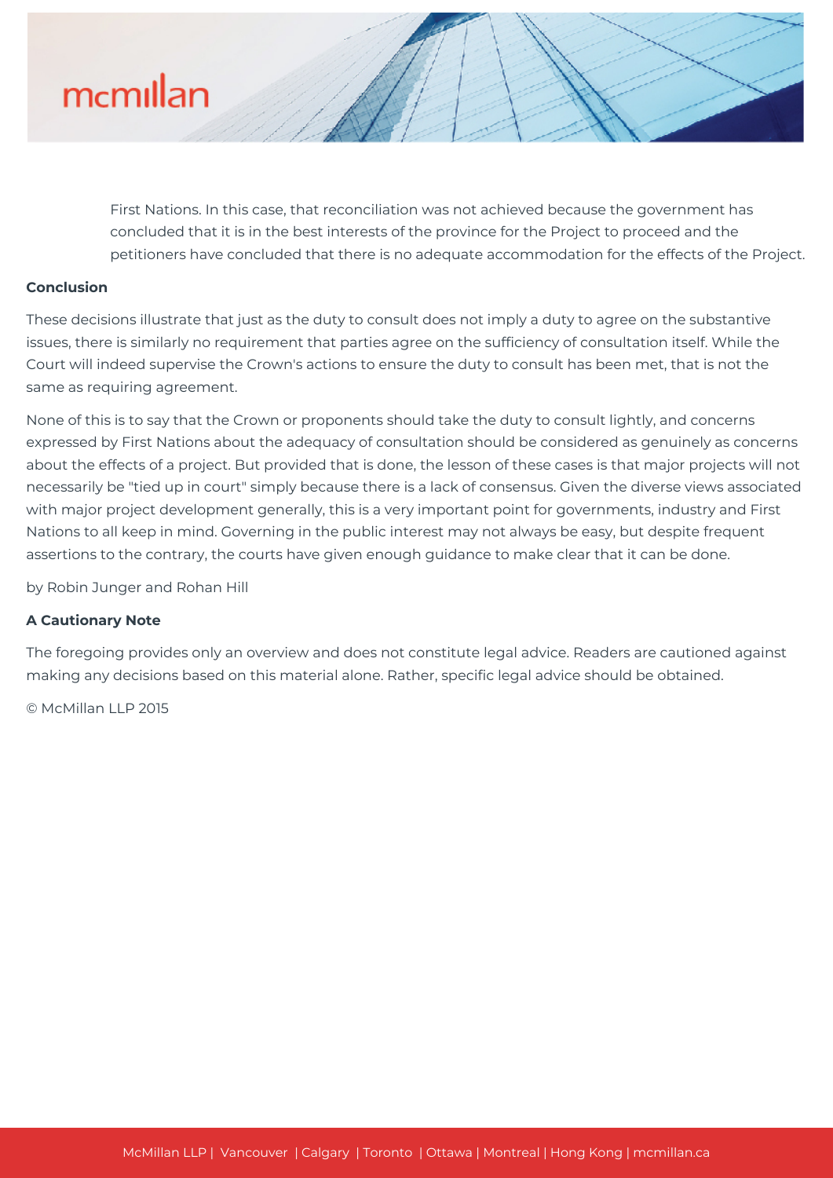First Nations. In this case, that reconciliation was not achieved because the government has concluded that it is in the best interests of the province for the Project to proceed and the petitioners have concluded that there is no adequate accommodation for the effects of the Project.

**Conclusion**

These decisions illustrate that just as the duty to consult does not imply a duty to agree on the substantive issues, there is similarly no requirement that parties agree on the sufficiency of consultation itself. While the Court will indeed supervise the Crown's actions to ensure the duty to consult has been met, that is not the same as requiring agreement.

None of this is to say that the Crown or proponents should take the duty to consult lightly, and concerns expressed by First Nations about the adequacy of consultation should be considered as genuinely as concerns about the effects of a project. But provided that is done, the lesson of these cases is that major projects will not necessarily be "tied up in court" simply because there is a lack of consensus. Given the diverse views associated with major project development generally, this is a very important point for governments, industry and First Nations to all keep in mind. Governing in the public interest may not always be easy, but despite frequent assertions to the contrary, the courts have given enough guidance to make clear that it can be done.

by Robin Junger and Rohan Hill

**A Cautionary Note**

The foregoing provides only an overview and does not constitute legal advice. Readers are cautioned against making any decisions based on this material alone. Rather, specific legal advice should be obtained.

© McMillan LLP 2015